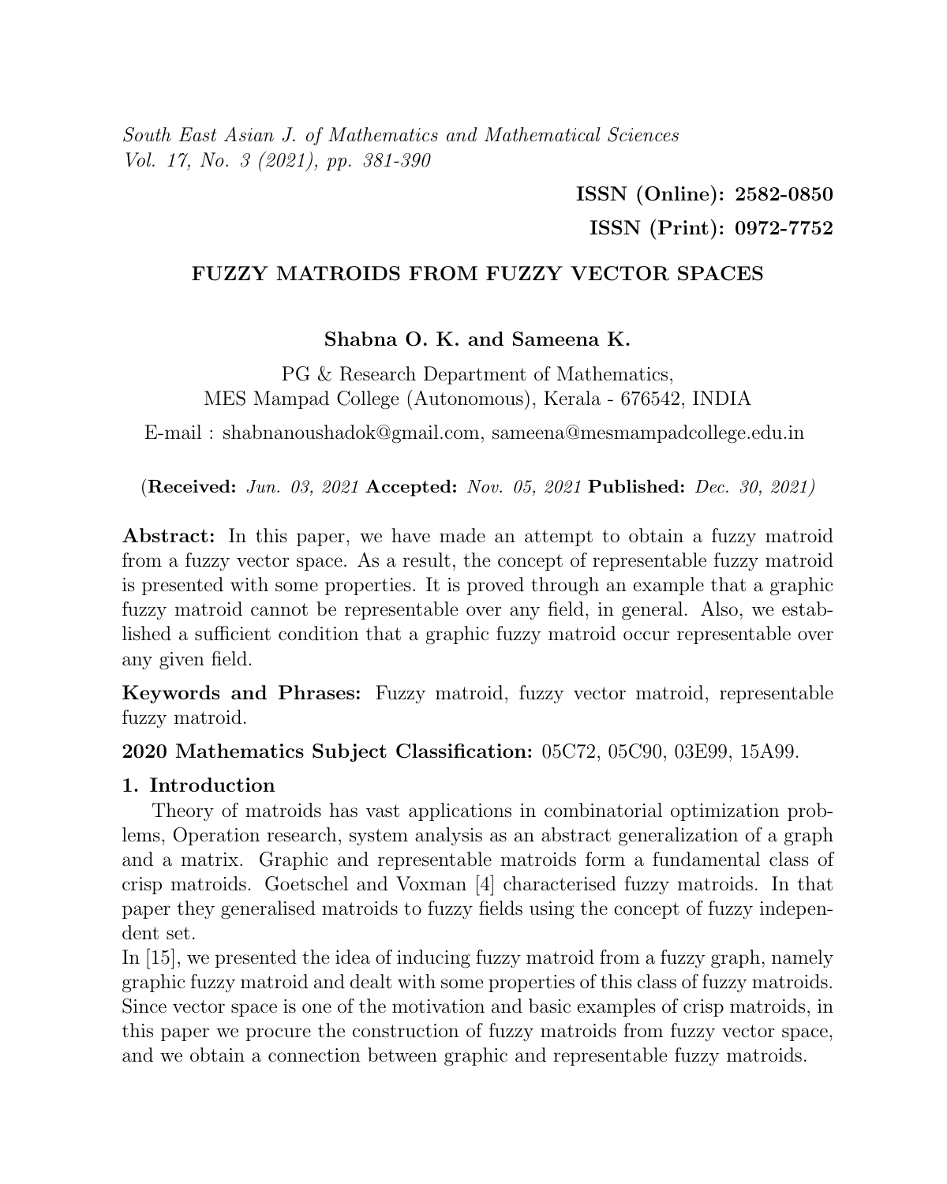South East Asian J. of Mathematics and Mathematical Sciences
Vol. 17, No. 3 (2021), pp. 381-390

**ISSN (Online): 2582-0850**

**ISSN (Print): 0972-7752**

# FUZZY MATROIDS FROM FUZZY VECTOR SPACES

**Shabna O. K. and Sameena K.**

PG & Research Department of Mathematics,
MES Mampad College (Autonomous), Kerala - 676542, INDIA

E-mail : shabnanoushadok@gmail.com, sameena@mesmampadcollege.edu.in

(**Received:** *Jun. 03, 2021* **Accepted:** *Nov. 05, 2021* **Published:** *Dec. 30, 2021*)

**Abstract:** In this paper, we have made an attempt to obtain a fuzzy matroid from a fuzzy vector space. As a result, the concept of representable fuzzy matroid is presented with some properties. It is proved through an example that a graphic fuzzy matroid cannot be representable over any field, in general. Also, we established a sufficient condition that a graphic fuzzy matroid occur representable over any given field.

**Keywords and Phrases:** Fuzzy matroid, fuzzy vector matroid, representable fuzzy matroid.

**2020 Mathematics Subject Classification:** 05C72, 05C90, 03E99, 15A99.

## 1. Introduction

Theory of matroids has vast applications in combinatorial optimization problems, Operation research, system analysis as an abstract generalization of a graph and a matrix. Graphic and representable matroids form a fundamental class of crisp matroids. Goetschel and Voxman [4] characterised fuzzy matroids. In that paper they generalised matroids to fuzzy fields using the concept of fuzzy independent set.
In [15], we presented the idea of inducing fuzzy matroid from a fuzzy graph, namely graphic fuzzy matroid and dealt with some properties of this class of fuzzy matroids. Since vector space is one of the motivation and basic examples of crisp matroids, in this paper we procure the construction of fuzzy matroids from fuzzy vector space, and we obtain a connection between graphic and representable fuzzy matroids.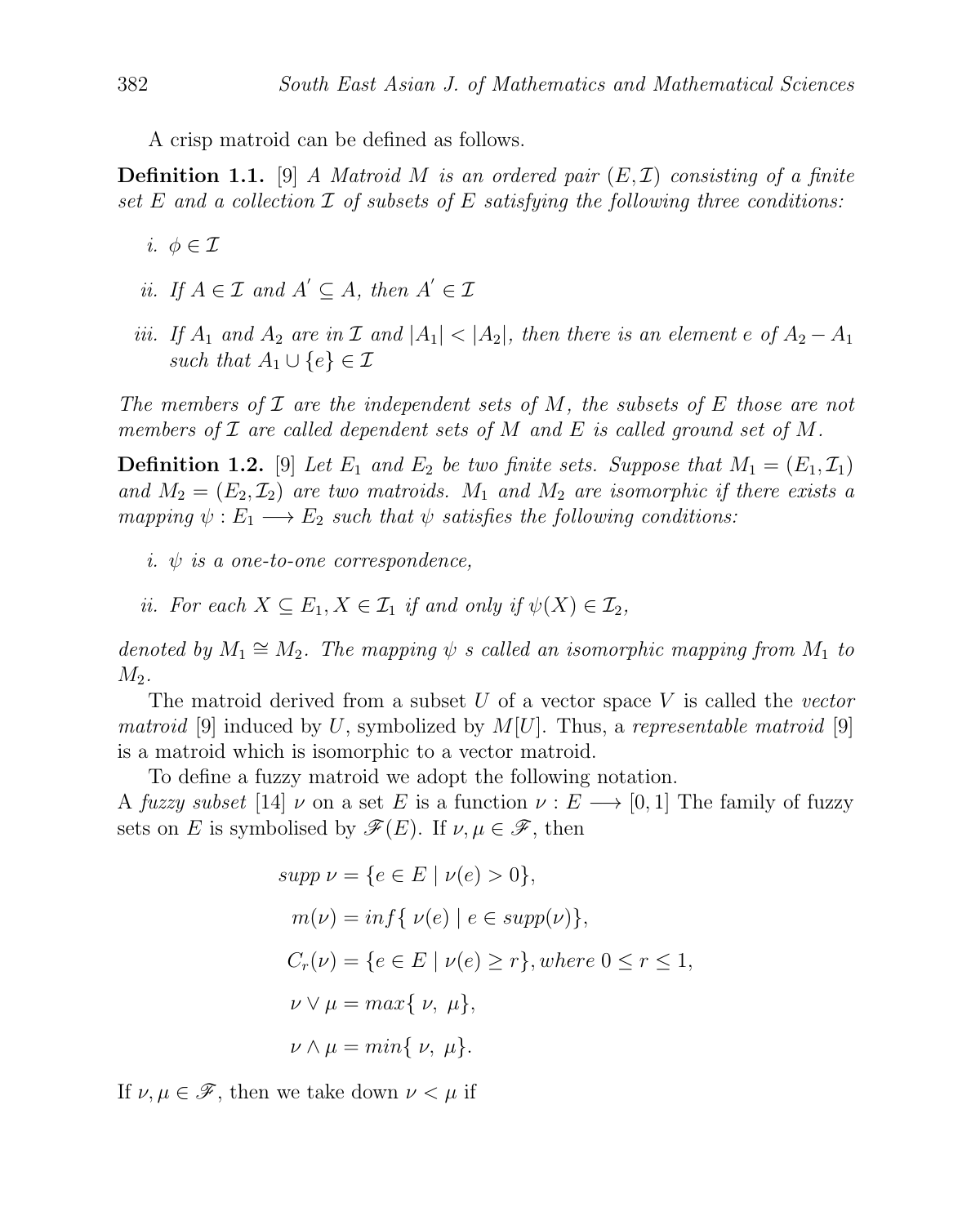A crisp matroid can be defined as follows.

**Definition 1.1.** [9] *A Matroid $M$ is an ordered pair $(E, \mathcal{I})$ consisting of a finite set $E$ and a collection $\mathcal{I}$ of subsets of $E$ satisfying the following three conditions:*

*i.* $\phi \in \mathcal{I}$

*ii. If $A \in \mathcal{I}$ and $A^{'} \subseteq A$, then $A^{'} \in \mathcal{I}$*

*iii. If $A_1$ and $A_2$ are in $\mathcal{I}$ and $|A_1| < |A_2|$, then there is an element $e$ of $A_2 - A_1$ such that $A_1 \cup \{e\} \in \mathcal{I}$*

*The members of $\mathcal{I}$ are the independent sets of $M$, the subsets of $E$ those are not members of $\mathcal{I}$ are called dependent sets of $M$ and $E$ is called ground set of $M$.*

**Definition 1.2.** [9] *Let $E_1$ and $E_2$ be two finite sets. Suppose that $M_1 = (E_1, \mathcal{I}_1)$ and $M_2 = (E_2, \mathcal{I}_2)$ are two matroids. $M_1$ and $M_2$ are isomorphic if there exists a mapping $\psi : E_1 \longrightarrow E_2$ such that $\psi$ satisfies the following conditions:*

*i. $\psi$ is a one-to-one correspondence,*

*ii. For each $X \subseteq E_1, X \in \mathcal{I}_1$ if and only if $\psi(X) \in \mathcal{I}_2$,*

*denoted by $M_1 \cong M_2$. The mapping $\psi$ s called an isomorphic mapping from $M_1$ to $M_2$.*

The matroid derived from a subset $U$ of a vector space $V$ is called the *vector matroid* [9] induced by $U$, symbolized by $M[U]$. Thus, a *representable matroid* [9] is a matroid which is isomorphic to a vector matroid.

To define a fuzzy matroid we adopt the following notation.
A *fuzzy subset* [14] $\nu$ on a set $E$ is a function $\nu : E \longrightarrow [0, 1]$ The family of fuzzy sets on $E$ is symbolised by $\mathscr{F}(E)$. If $\nu, \mu \in \mathscr{F}$, then

$$supp\ \nu = \{e \in E \mid \nu(e) > 0\},$$

$$m(\nu) = inf\{\ \nu(e) \mid e \in supp(\nu)\},$$

$$C_r(\nu) = \{e \in E \mid \nu(e) \geq r\}, where\ 0 \leq r \leq 1,$$

$$\nu \vee \mu = max\{\ \nu,\ \mu\},$$

$$\nu \wedge \mu = min\{\ \nu,\ \mu\}.$$

If $\nu, \mu \in \mathscr{F}$, then we take down $\nu < \mu$ if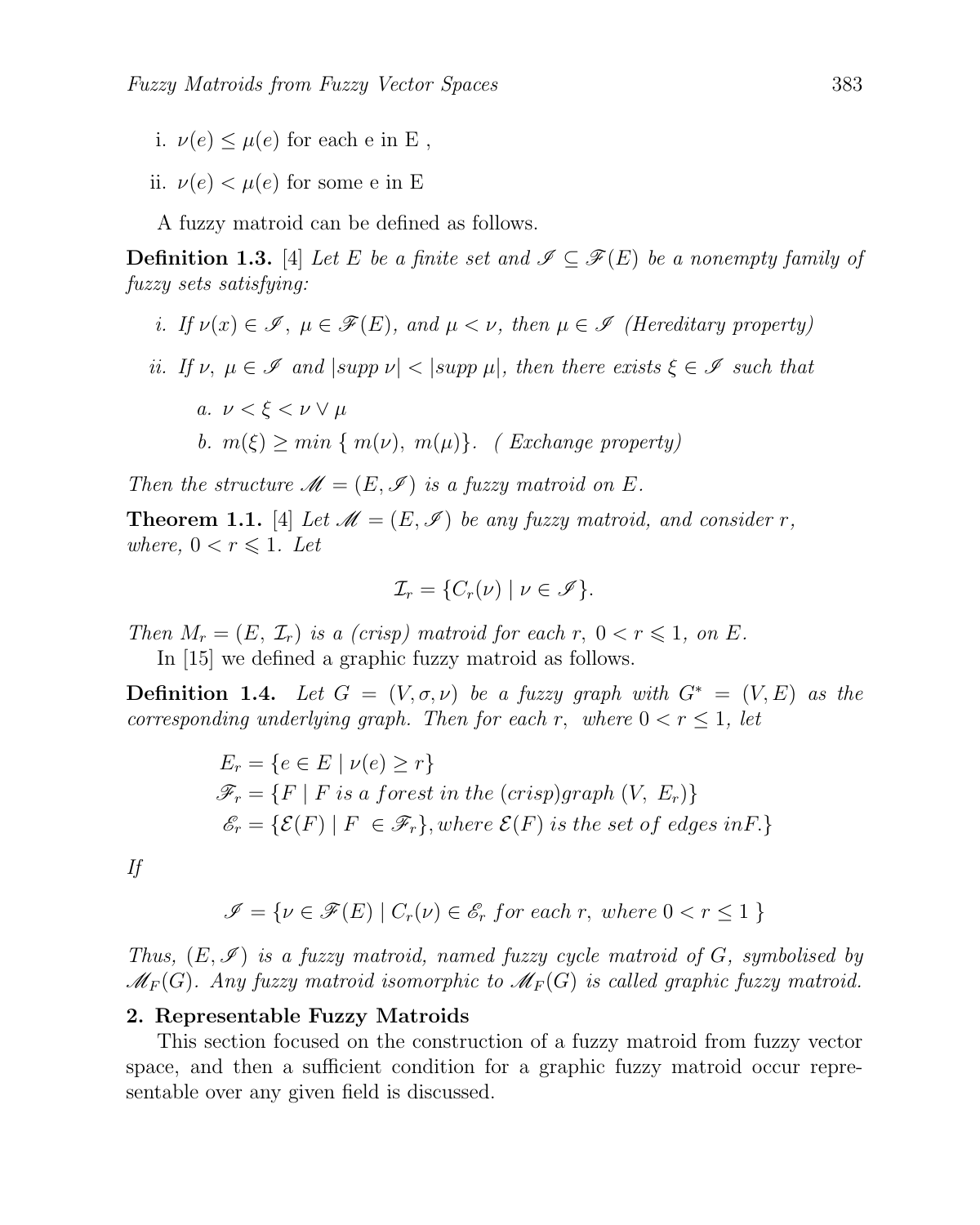i. $\nu(e) \leq \mu(e)$ for each e in E ,

ii. $\nu(e) < \mu(e)$ for some e in E

A fuzzy matroid can be defined as follows.

**Definition 1.3.** [4] *Let $E$ be a finite set and $\mathscr{I} \subseteq \mathscr{F}(E)$ be a nonempty family of fuzzy sets satisfying:*

*i. If $\nu(x) \in \mathscr{I}$, $\mu \in \mathscr{F}(E)$, and $\mu < \nu$, then $\mu \in \mathscr{I}$ (Hereditary property)*

*ii. If $\nu$, $\mu \in \mathscr{I}$ and $|supp\ \nu| < |supp\ \mu|$, then there exists $\xi \in \mathscr{I}$ such that*

*a. $\nu < \xi < \nu \vee \mu$*

*b. $m(\xi) \geq min\ \{\ m(\nu),\ m(\mu)\}$. ( Exchange property)*

*Then the structure $\mathscr{M} = (E, \mathscr{I})$ is a fuzzy matroid on $E$.*

**Theorem 1.1.** [4] *Let $\mathscr{M} = (E, \mathscr{I})$ be any fuzzy matroid, and consider $r$, where, $0 < r \leqslant 1$. Let*

$$\mathcal{I}_r = \{C_r(\nu) \mid \nu \in \mathscr{I}\}.$$

*Then $M_r = (E,\ \mathcal{I}_r)$ is a (crisp) matroid for each $r$, $0 < r \leqslant 1$, on $E$.*

In [15] we defined a graphic fuzzy matroid as follows.

**Definition 1.4.** *Let $G = (V, \sigma, \nu)$ be a fuzzy graph with $G^* = (V, E)$ as the corresponding underlying graph. Then for each $r$, where $0 < r \leq 1$, let*

$$\begin{aligned}
&E_r = \{e \in E \mid \nu(e) \geq r\} \\
&\mathscr{F}_r = \{F \mid F\ is\ a\ forest\ in\ the\ (crisp) graph\ (V,\ E_r)\} \\
&\mathscr{E}_r = \{\mathcal{E}(F) \mid F\ \in \mathscr{F}_r\}, where\ \mathcal{E}(F)\ is\ the\ set\ of\ edges\ in F.\}
\end{aligned}$$

*If*

$$\mathscr{I} = \{\nu \in \mathscr{F}(E) \mid C_r(\nu) \in \mathscr{E}_r\ for\ each\ r,\ where\ 0 < r \leq 1\ \}$$

*Thus, $(E, \mathscr{I})$ is a fuzzy matroid, named fuzzy cycle matroid of $G$, symbolised by $\mathscr{M}_F(G)$. Any fuzzy matroid isomorphic to $\mathscr{M}_F(G)$ is called graphic fuzzy matroid.*

## 2. Representable Fuzzy Matroids

This section focused on the construction of a fuzzy matroid from fuzzy vector space, and then a sufficient condition for a graphic fuzzy matroid occur representable over any given field is discussed.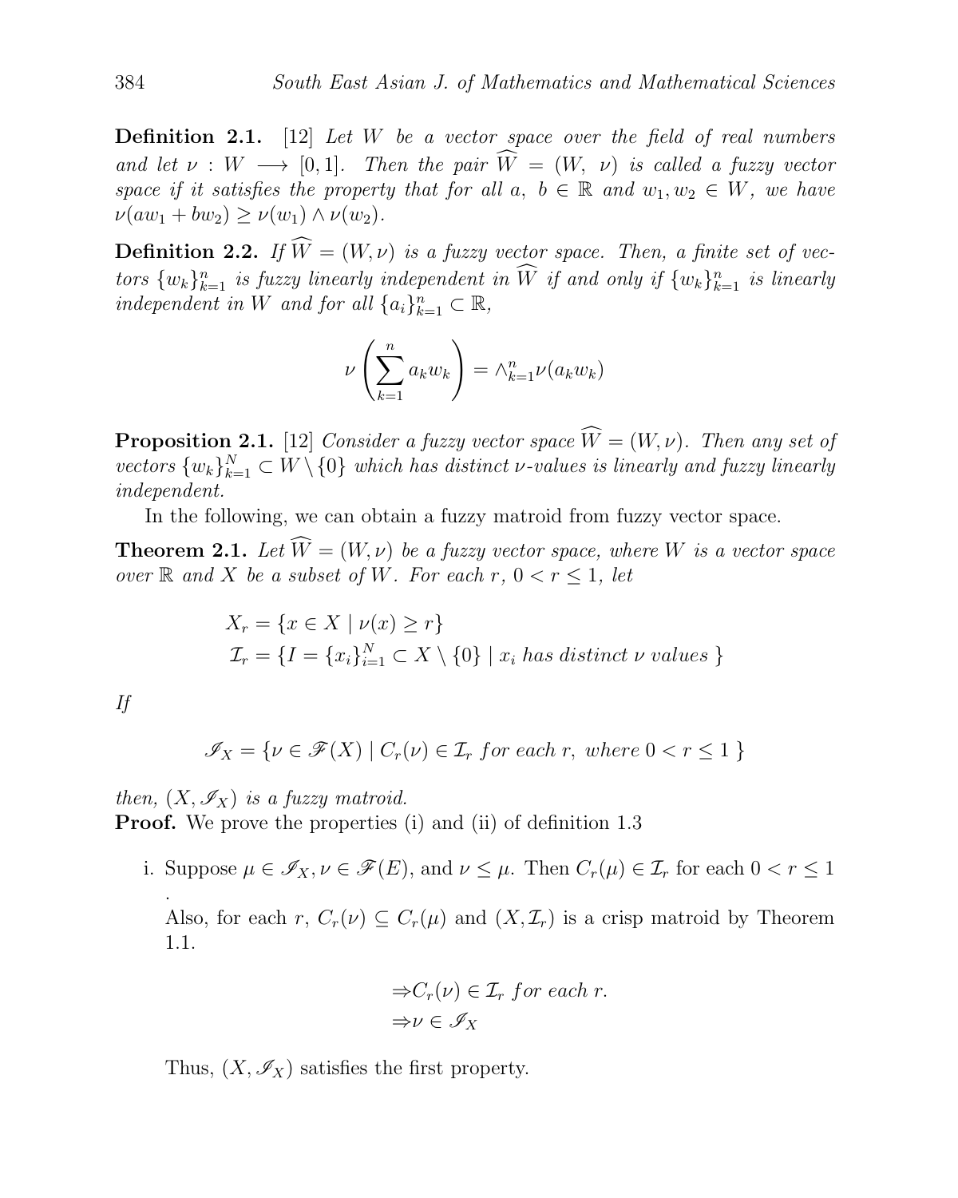**Definition 2.1.** [12] *Let $W$ be a vector space over the field of real numbers and let $\nu : W \longrightarrow [0,1]$. Then the pair $\widehat{W} = (W, \ \nu)$ is called a fuzzy vector space if it satisfies the property that for all $a, \ b \in \mathbb{R}$ and $w_1, w_2 \in W$, we have $\nu(aw_1 + bw_2) \geq \nu(w_1) \wedge \nu(w_2)$.*

**Definition 2.2.** *If $\widehat{W} = (W, \nu)$ is a fuzzy vector space. Then, a finite set of vectors $\{w_k\}_{k=1}^n$ is fuzzy linearly independent in $\widehat{W}$ if and only if $\{w_k\}_{k=1}^n$ is linearly independent in $W$ and for all $\{a_i\}_{k=1}^n \subset \mathbb{R}$,*

$$\nu\left(\sum_{k=1}^{n} a_k w_k\right) = \wedge_{k=1}^{n} \nu(a_k w_k)$$

**Proposition 2.1.** [12] *Consider a fuzzy vector space $\widehat{W} = (W, \nu)$. Then any set of vectors $\{w_k\}_{k=1}^N \subset W \setminus \{0\}$ which has distinct $\nu$-values is linearly and fuzzy linearly independent.*

In the following, we can obtain a fuzzy matroid from fuzzy vector space.

**Theorem 2.1.** *Let $\widehat{W} = (W, \nu)$ be a fuzzy vector space, where $W$ is a vector space over $\mathbb{R}$ and $X$ be a subset of $W$. For each $r$, $0 < r \leq 1$, let*

$$\begin{aligned} X_r &= \{x \in X \mid \nu(x) \geq r\} \\ \mathcal{I}_r &= \{I = \{x_i\}_{i=1}^N \subset X \setminus \{0\} \mid x_i \ has \ distinct \ \nu \ values \ \} \end{aligned}$$

*If*

$$\mathscr{I}_X = \{\nu \in \mathscr{F}(X) \mid C_r(\nu) \in \mathcal{I}_r \ for \ each \ r, \ where \ 0 < r \leq 1 \ \}$$

*then, $(X, \mathscr{I}_X)$ is a fuzzy matroid.*

**Proof.** We prove the properties (i) and (ii) of definition 1.3

i. Suppose $\mu \in \mathscr{I}_X, \nu \in \mathscr{F}(E)$, and $\nu \leq \mu$. Then $C_r(\mu) \in \mathcal{I}_r$ for each $0 < r \leq 1$ .

   Also, for each $r$, $C_r(\nu) \subseteq C_r(\mu)$ and $(X, \mathcal{I}_r)$ is a crisp matroid by Theorem 1.1.

$$\begin{aligned} &\Rightarrow C_r(\nu) \in \mathcal{I}_r \ for \ each \ r. \\ &\Rightarrow \nu \in \mathscr{I}_X \end{aligned}$$

   Thus, $(X, \mathscr{I}_X)$ satisfies the first property.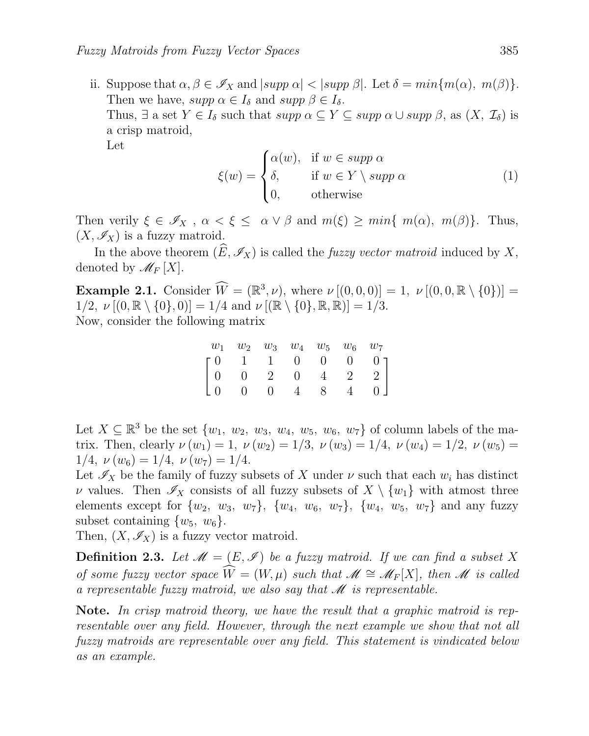ii. Suppose that $\alpha, \beta \in \mathscr{I}_X$ and $|supp\ \alpha| < |supp\ \beta|$. Let $\delta = min\{m(\alpha),\ m(\beta)\}$. Then we have, $supp\ \alpha \in I_\delta$ and $supp\ \beta \in I_\delta$.
Thus, $\exists$ a set $Y \in I_\delta$ such that $supp\ \alpha \subseteq Y \subseteq supp\ \alpha \cup supp\ \beta$, as $(X,\ \mathcal{I}_\delta)$ is a crisp matroid,
Let

$$\xi(w) = \begin{cases} \alpha(w), & \text{if } w \in supp\ \alpha \\ \delta, & \text{if } w \in Y \setminus supp\ \alpha \\ 0, & \text{otherwise} \end{cases} \tag{1}$$

Then verily $\xi \in \mathscr{I}_X$ , $\alpha < \xi \leq\ \alpha \vee \beta$ and $m(\xi) \geq min\{\ m(\alpha),\ m(\beta)\}$. Thus, $(X, \mathscr{I}_X)$ is a fuzzy matroid.

In the above theorem $(\widehat{E}, \mathscr{I}_X)$ is called the *fuzzy vector matroid* induced by $X$, denoted by $\mathscr{M}_F\,[X]$.

**Example 2.1.** Consider $\widehat{W} = (\mathbb{R}^3, \nu)$, where $\nu\,[(0,0,0)] = 1,\ \nu\,[(0,0,\mathbb{R}\setminus\{0\})] = 1/2,\ \nu\,[(0,\mathbb{R}\setminus\{0\},0)] = 1/4$ and $\nu\,[(\mathbb{R}\setminus\{0\},\mathbb{R},\mathbb{R})] = 1/3$.
Now, consider the following matrix

$$\begin{array}{ccccccc} w_1 & w_2 & w_3 & w_4 & w_5 & w_6 & w_7 \end{array}$$
$$\begin{bmatrix} 0 & 1 & 1 & 0 & 0 & 0 & 0 \\ 0 & 0 & 2 & 0 & 4 & 2 & 2 \\ 0 & 0 & 0 & 4 & 8 & 4 & 0 \end{bmatrix}$$

Let $X \subseteq \mathbb{R}^3$ be the set $\{w_1,\ w_2,\ w_3,\ w_4,\ w_5,\ w_6,\ w_7\}$ of column labels of the matrix. Then, clearly $\nu\,(w_1) = 1,\ \nu\,(w_2) = 1/3,\ \nu\,(w_3) = 1/4,\ \nu\,(w_4) = 1/2,\ \nu\,(w_5) = 1/4,\ \nu\,(w_6) = 1/4,\ \nu\,(w_7) = 1/4$.
Let $\mathscr{I}_X$ be the family of fuzzy subsets of $X$ under $\nu$ such that each $w_i$ has distinct $\nu$ values. Then $\mathscr{I}_X$ consists of all fuzzy subsets of $X \setminus \{w_1\}$ with atmost three elements except for $\{w_2,\ w_3,\ w_7\}$, $\{w_4,\ w_6,\ w_7\}$, $\{w_4,\ w_5,\ w_7\}$ and any fuzzy subset containing $\{w_5,\ w_6\}$.
Then, $(X, \mathscr{I}_X)$ is a fuzzy vector matroid.

**Definition 2.3.** *Let $\mathscr{M} = (E, \mathscr{I})$ be a fuzzy matroid. If we can find a subset $X$ of some fuzzy vector space $\widehat{W} = (W, \mu)$ such that $\mathscr{M} \cong \mathscr{M}_F[X]$, then $\mathscr{M}$ is called a representable fuzzy matroid, we also say that $\mathscr{M}$ is representable.*

**Note.** *In crisp matroid theory, we have the result that a graphic matroid is representable over any field. However, through the next example we show that not all fuzzy matroids are representable over any field. This statement is vindicated below as an example.*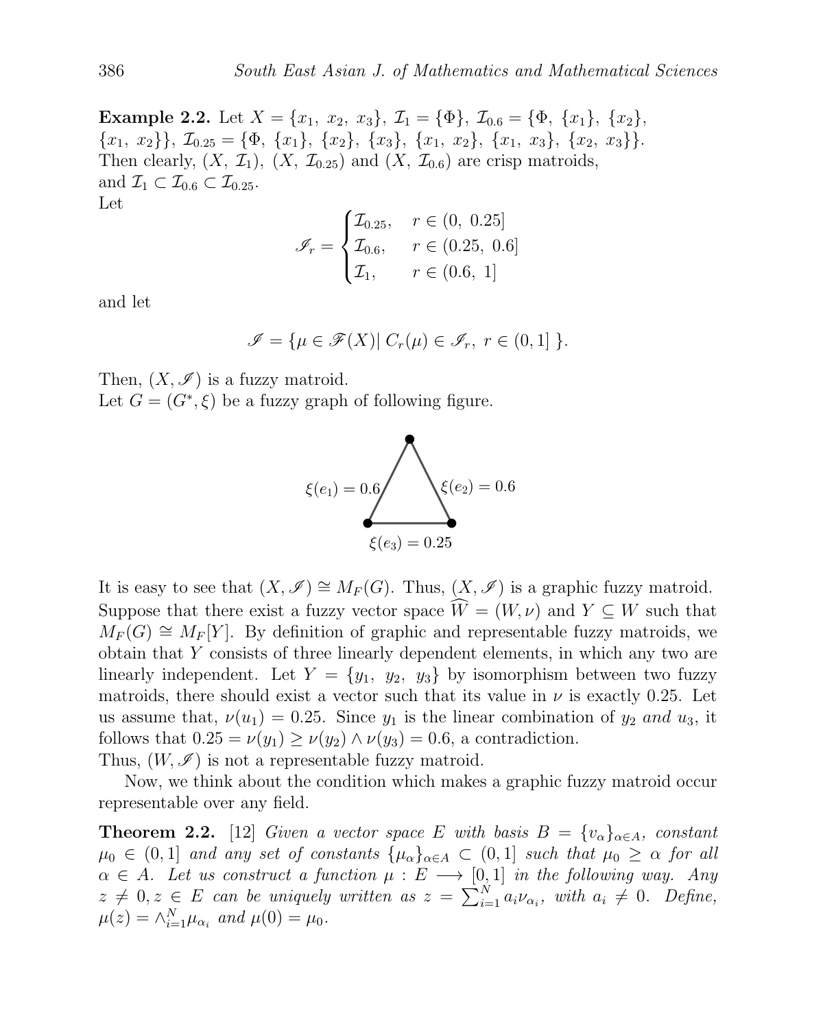**Example 2.2.** Let $X = \{x_1,\ x_2,\ x_3\}$, $\mathcal{I}_1 = \{\Phi\}$, $\mathcal{I}_{0.6} = \{\Phi,\ \{x_1\},\ \{x_2\},\ \{x_1,\ x_2\}\}$, $\mathcal{I}_{0.25} = \{\Phi,\ \{x_1\},\ \{x_2\},\ \{x_3\},\ \{x_1,\ x_2\},\ \{x_1,\ x_3\},\ \{x_2,\ x_3\}\}$.
Then clearly, $(X,\ \mathcal{I}_1)$, $(X,\ \mathcal{I}_{0.25})$ and $(X,\ \mathcal{I}_{0.6})$ are crisp matroids, and $\mathcal{I}_1 \subset \mathcal{I}_{0.6} \subset \mathcal{I}_{0.25}$.
Let

$$\mathscr{I}_r = \begin{cases} \mathcal{I}_{0.25}, & r \in (0,\ 0.25] \\ \mathcal{I}_{0.6}, & r \in (0.25,\ 0.6] \\ \mathcal{I}_1, & r \in (0.6,\ 1] \end{cases}$$

and let

$$\mathscr{I} = \{\mu \in \mathscr{F}(X) |\ C_r(\mu) \in \mathscr{I}_r,\ r \in (0, 1]\ \}.$$

Then, $(X, \mathscr{I})$ is a fuzzy matroid.
Let $G = (G^*, \xi)$ be a fuzzy graph of following figure.

$\xi(e_1) = 0.6$, $\xi(e_2) = 0.6$, $\xi(e_3) = 0.25$

It is easy to see that $(X, \mathscr{I}) \cong M_F(G)$. Thus, $(X, \mathscr{I})$ is a graphic fuzzy matroid. Suppose that there exist a fuzzy vector space $\widehat{W} = (W, \nu)$ and $Y \subseteq W$ such that $M_F(G) \cong M_F[Y]$. By definition of graphic and representable fuzzy matroids, we obtain that $Y$ consists of three linearly dependent elements, in which any two are linearly independent. Let $Y = \{y_1,\ y_2,\ y_3\}$ by isomorphism between two fuzzy matroids, there should exist a vector such that its value in $\nu$ is exactly 0.25. Let us assume that, $\nu(u_1) = 0.25$. Since $y_1$ is the linear combination of $y_2$ *and* $u_3$, it follows that $0.25 = \nu(y_1) \geq \nu(y_2) \wedge \nu(y_3) = 0.6$, a contradiction.
Thus, $(W, \mathscr{I})$ is not a representable fuzzy matroid.

Now, we think about the condition which makes a graphic fuzzy matroid occur representable over any field.

**Theorem 2.2.** [12] *Given a vector space $E$ with basis $B = \{v_\alpha\}_{\alpha \in A}$, constant $\mu_0 \in (0, 1]$ and any set of constants $\{\mu_\alpha\}_{\alpha \in A} \subset (0, 1]$ such that $\mu_0 \geq \alpha$ for all $\alpha \in A$. Let us construct a function $\mu : E \longrightarrow [0, 1]$ in the following way. Any $z \neq 0, z \in E$ can be uniquely written as $z = \sum_{i=1}^{N} a_i \nu_{\alpha_i}$, with $a_i \neq 0$. Define, $\mu(z) = \wedge_{i=1}^{N} \mu_{\alpha_i}$ and $\mu(0) = \mu_0$.*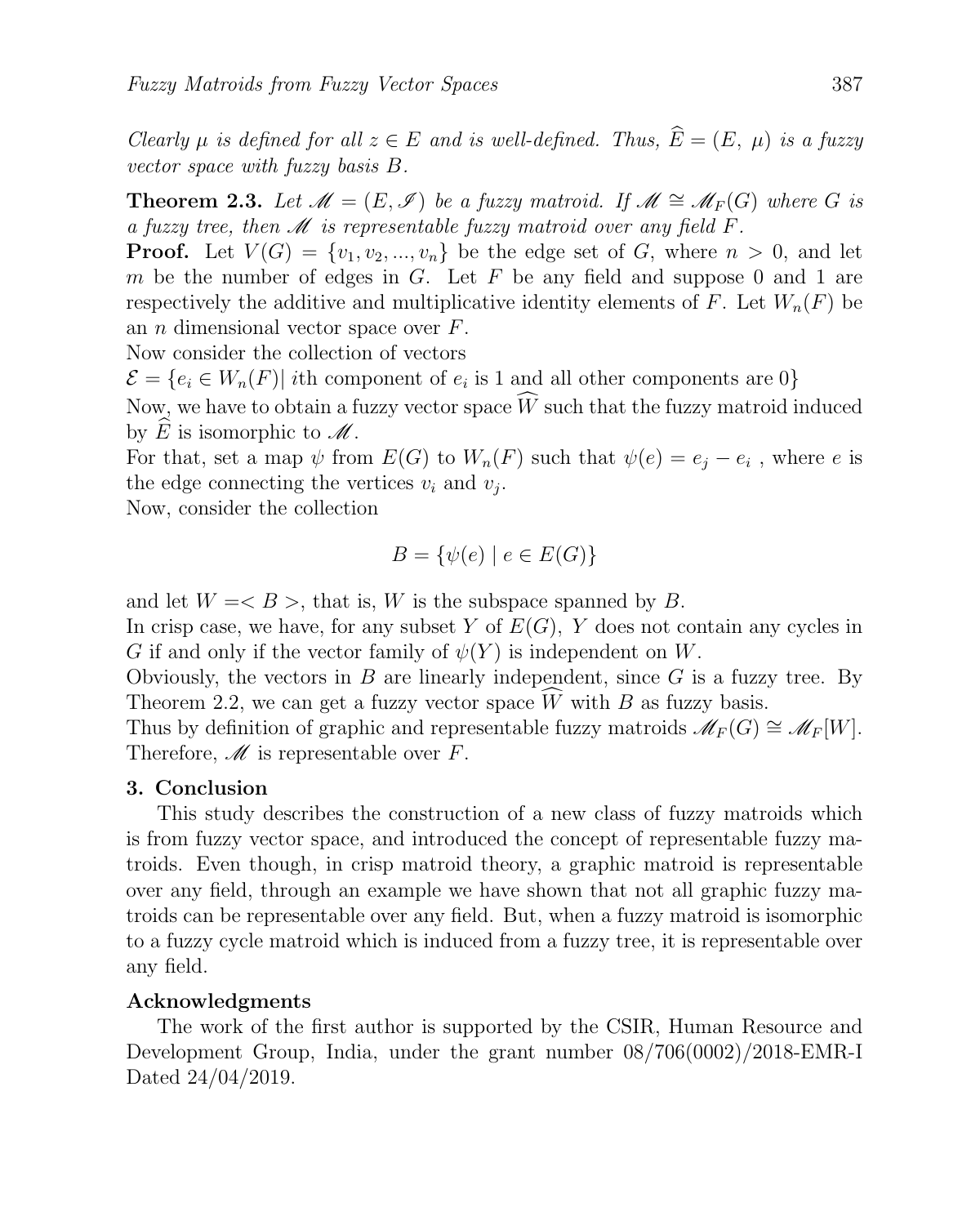*Clearly $\mu$ is defined for all $z \in E$ and is well-defined. Thus, $\widehat{E} = (E, \mu)$ is a fuzzy vector space with fuzzy basis $B$.*

**Theorem 2.3.** *Let $\mathscr{M} = (E, \mathscr{I})$ be a fuzzy matroid. If $\mathscr{M} \cong \mathscr{M}_F(G)$ where $G$ is a fuzzy tree, then $\mathscr{M}$ is representable fuzzy matroid over any field $F$.*

**Proof.** Let $V(G) = \{v_1, v_2, ..., v_n\}$ be the edge set of $G$, where $n > 0$, and let $m$ be the number of edges in $G$. Let $F$ be any field and suppose 0 and 1 are respectively the additive and multiplicative identity elements of $F$. Let $W_n(F)$ be an $n$ dimensional vector space over $F$.

Now consider the collection of vectors

$\mathcal{E} = \{e_i \in W_n(F) |\ i\text{th component of } e_i \text{ is 1 and all other components are } 0\}$

Now, we have to obtain a fuzzy vector space $\widehat{W}$ such that the fuzzy matroid induced by $\widehat{E}$ is isomorphic to $\mathscr{M}$.

For that, set a map $\psi$ from $E(G)$ to $W_n(F)$ such that $\psi(e) = e_j - e_i$ , where $e$ is the edge connecting the vertices $v_i$ and $v_j$.

Now, consider the collection

$$B = \{\psi(e) \mid e \in E(G)\}$$

and let $W =< B >$, that is, $W$ is the subspace spanned by $B$.

In crisp case, we have, for any subset $Y$ of $E(G)$, $Y$ does not contain any cycles in $G$ if and only if the vector family of $\psi(Y)$ is independent on $W$.

Obviously, the vectors in $B$ are linearly independent, since $G$ is a fuzzy tree. By Theorem 2.2, we can get a fuzzy vector space $\widehat{W}$ with $B$ as fuzzy basis.

Thus by definition of graphic and representable fuzzy matroids $\mathscr{M}_F(G) \cong \mathscr{M}_F[W]$. Therefore, $\mathscr{M}$ is representable over $F$.

## 3. Conclusion

This study describes the construction of a new class of fuzzy matroids which is from fuzzy vector space, and introduced the concept of representable fuzzy matroids. Even though, in crisp matroid theory, a graphic matroid is representable over any field, through an example we have shown that not all graphic fuzzy matroids can be representable over any field. But, when a fuzzy matroid is isomorphic to a fuzzy cycle matroid which is induced from a fuzzy tree, it is representable over any field.

### Acknowledgments

The work of the first author is supported by the CSIR, Human Resource and Development Group, India, under the grant number 08/706(0002)/2018-EMR-I Dated 24/04/2019.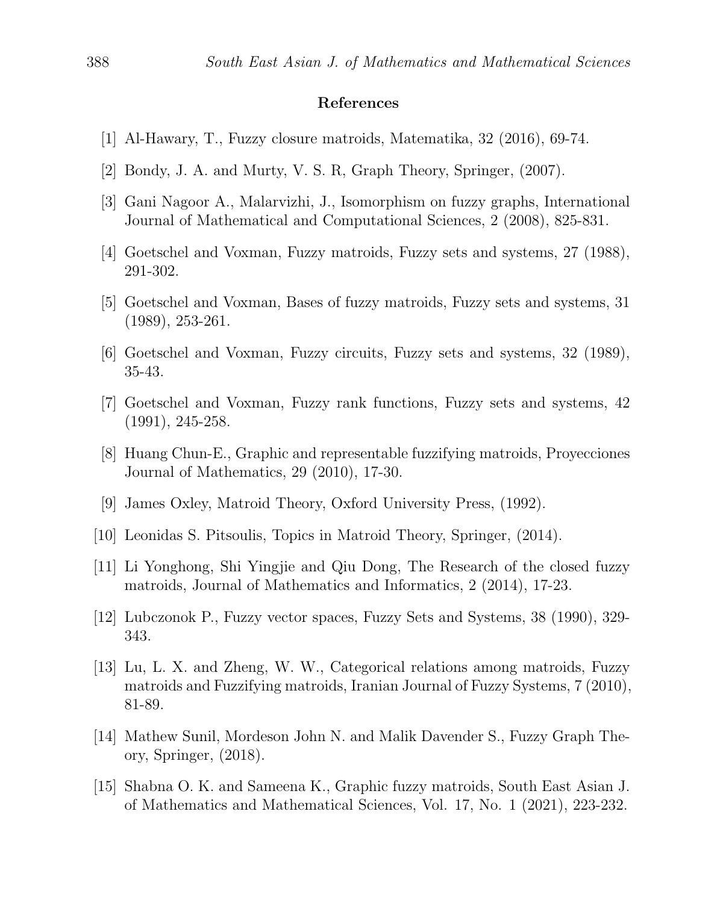## References

[1] Al-Hawary, T., Fuzzy closure matroids, Matematika, 32 (2016), 69-74.

[2] Bondy, J. A. and Murty, V. S. R, Graph Theory, Springer, (2007).

[3] Gani Nagoor A., Malarvizhi, J., Isomorphism on fuzzy graphs, International Journal of Mathematical and Computational Sciences, 2 (2008), 825-831.

[4] Goetschel and Voxman, Fuzzy matroids, Fuzzy sets and systems, 27 (1988), 291-302.

[5] Goetschel and Voxman, Bases of fuzzy matroids, Fuzzy sets and systems, 31 (1989), 253-261.

[6] Goetschel and Voxman, Fuzzy circuits, Fuzzy sets and systems, 32 (1989), 35-43.

[7] Goetschel and Voxman, Fuzzy rank functions, Fuzzy sets and systems, 42 (1991), 245-258.

[8] Huang Chun-E., Graphic and representable fuzzifying matroids, Proyecciones Journal of Mathematics, 29 (2010), 17-30.

[9] James Oxley, Matroid Theory, Oxford University Press, (1992).

[10] Leonidas S. Pitsoulis, Topics in Matroid Theory, Springer, (2014).

[11] Li Yonghong, Shi Yingjie and Qiu Dong, The Research of the closed fuzzy matroids, Journal of Mathematics and Informatics, 2 (2014), 17-23.

[12] Lubczonok P., Fuzzy vector spaces, Fuzzy Sets and Systems, 38 (1990), 329-343.

[13] Lu, L. X. and Zheng, W. W., Categorical relations among matroids, Fuzzy matroids and Fuzzifying matroids, Iranian Journal of Fuzzy Systems, 7 (2010), 81-89.

[14] Mathew Sunil, Mordeson John N. and Malik Davender S., Fuzzy Graph Theory, Springer, (2018).

[15] Shabna O. K. and Sameena K., Graphic fuzzy matroids, South East Asian J. of Mathematics and Mathematical Sciences, Vol. 17, No. 1 (2021), 223-232.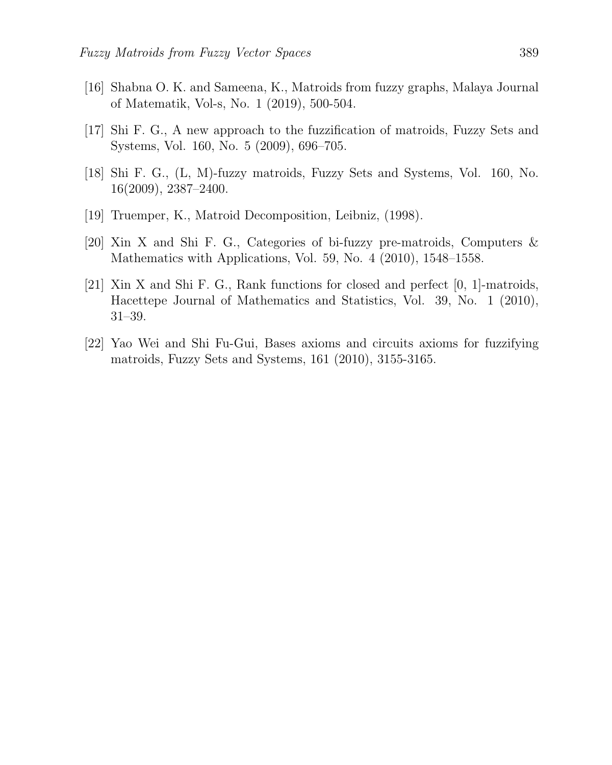[16] Shabna O. K. and Sameena, K., Matroids from fuzzy graphs, Malaya Journal of Matematik, Vol-s, No. 1 (2019), 500-504.

[17] Shi F. G., A new approach to the fuzzification of matroids, Fuzzy Sets and Systems, Vol. 160, No. 5 (2009), 696–705.

[18] Shi F. G., (L, M)-fuzzy matroids, Fuzzy Sets and Systems, Vol. 160, No. 16(2009), 2387–2400.

[19] Truemper, K., Matroid Decomposition, Leibniz, (1998).

[20] Xin X and Shi F. G., Categories of bi-fuzzy pre-matroids, Computers & Mathematics with Applications, Vol. 59, No. 4 (2010), 1548–1558.

[21] Xin X and Shi F. G., Rank functions for closed and perfect [0, 1]-matroids, Hacettepe Journal of Mathematics and Statistics, Vol. 39, No. 1 (2010), 31–39.

[22] Yao Wei and Shi Fu-Gui, Bases axioms and circuits axioms for fuzzifying matroids, Fuzzy Sets and Systems, 161 (2010), 3155-3165.